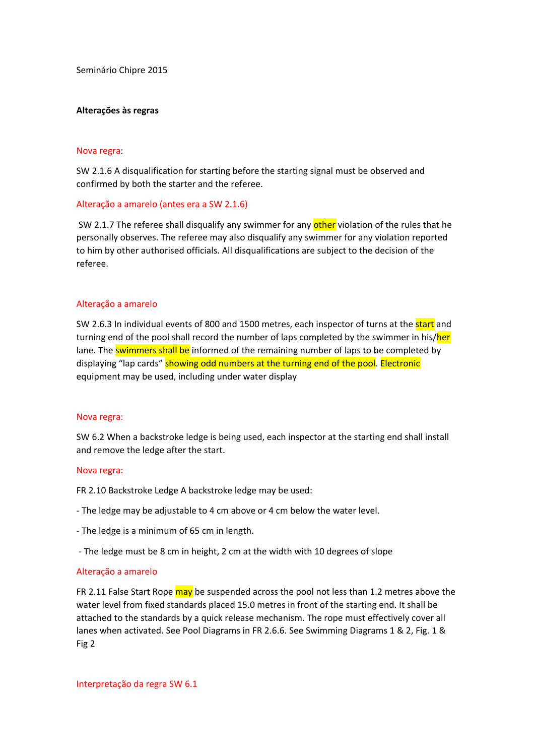Seminário Chipre 2015

**Alterações às regras**

Nova regra:

SW 2.1.6 A disqualification for starting before the starting signal must be observed and confirmed by both the starter and the referee.

Alteração a amarelo (antes era a SW 2.1.6)

SW 2.1.7 The referee shall disqualify any swimmer for any other violation of the rules that he personally observes. The referee may also disqualify any swimmer for any violation reported to him by other authorised officials. All disqualifications are subject to the decision of the referee.

Alteração a amarelo

SW 2.6.3 In individual events of 800 and 1500 metres, each inspector of turns at the start and turning end of the pool shall record the number of laps completed by the swimmer in his/her lane. The swimmers shall be informed of the remaining number of laps to be completed by displaying "lap cards" showing odd numbers at the turning end of the pool. Electronic equipment may be used, including under water display

Nova regra:

SW 6.2 When a backstroke ledge is being used, each inspector at the starting end shall install and remove the ledge after the start.

Nova regra:

FR 2.10 Backstroke Ledge A backstroke ledge may be used:

- The ledge may be adjustable to 4 cm above or 4 cm below the water level.
- The ledge is a minimum of 65 cm in length.
- The ledge must be 8 cm in height, 2 cm at the width with 10 degrees of slope

Alteração a amarelo

FR 2.11 False Start Rope may be suspended across the pool not less than 1.2 metres above the water level from fixed standards placed 15.0 metres in front of the starting end. It shall be attached to the standards by a quick release mechanism. The rope must effectively cover all lanes when activated. See Pool Diagrams in FR 2.6.6. See Swimming Diagrams 1 & 2, Fig. 1 & Fig 2

Interpretação da regra SW 6.1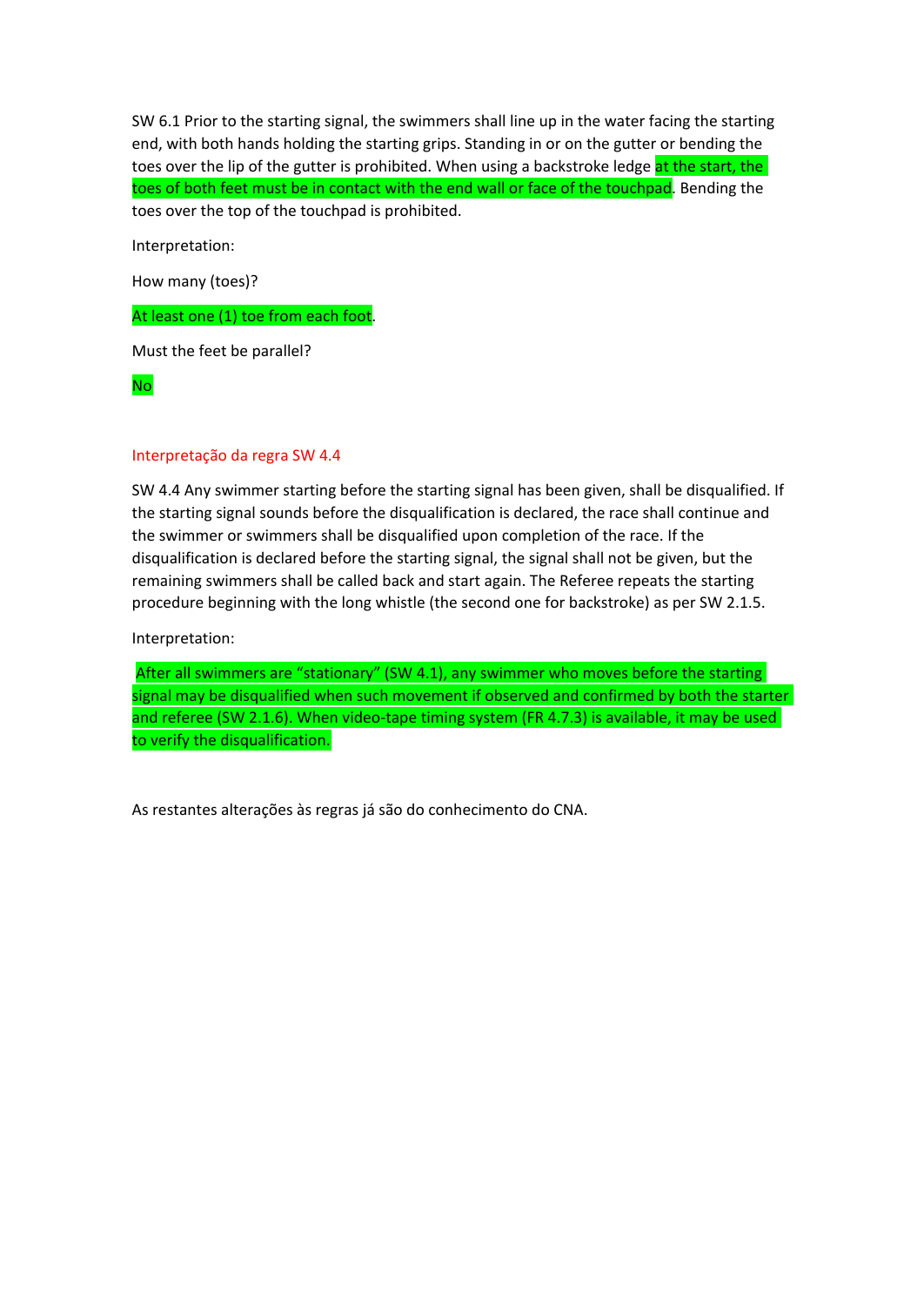SW 6.1 Prior to the starting signal, the swimmers shall line up in the water facing the starting end, with both hands holding the starting grips. Standing in or on the gutter or bending the toes over the lip of the gutter is prohibited. When using a backstroke ledge at the start, the toes of both feet must be in contact with the end wall or face of the touchpad. Bending the toes over the top of the touchpad is prohibited.

Interpretation:

How many (toes)?

At least one (1) toe from each foot.

Must the feet be parallel?

No

## Interpretação da regra SW 4.4

SW 4.4 Any swimmer starting before the starting signal has been given, shall be disqualified. If the starting signal sounds before the disqualification is declared, the race shall continue and the swimmer or swimmers shall be disqualified upon completion of the race. If the disqualification is declared before the starting signal, the signal shall not be given, but the remaining swimmers shall be called back and start again. The Referee repeats the starting procedure beginning with the long whistle (the second one for backstroke) as per SW 2.1.5.

Interpretation:

After all swimmers are "stationary" (SW 4.1), any swimmer who moves before the starting signal may be disqualified when such movement if observed and confirmed by both the starter and referee (SW 2.1.6). When video-tape timing system (FR 4.7.3) is available, it may be used to verify the disqualification.

As restantes alterações às regras já são do conhecimento do CNA.